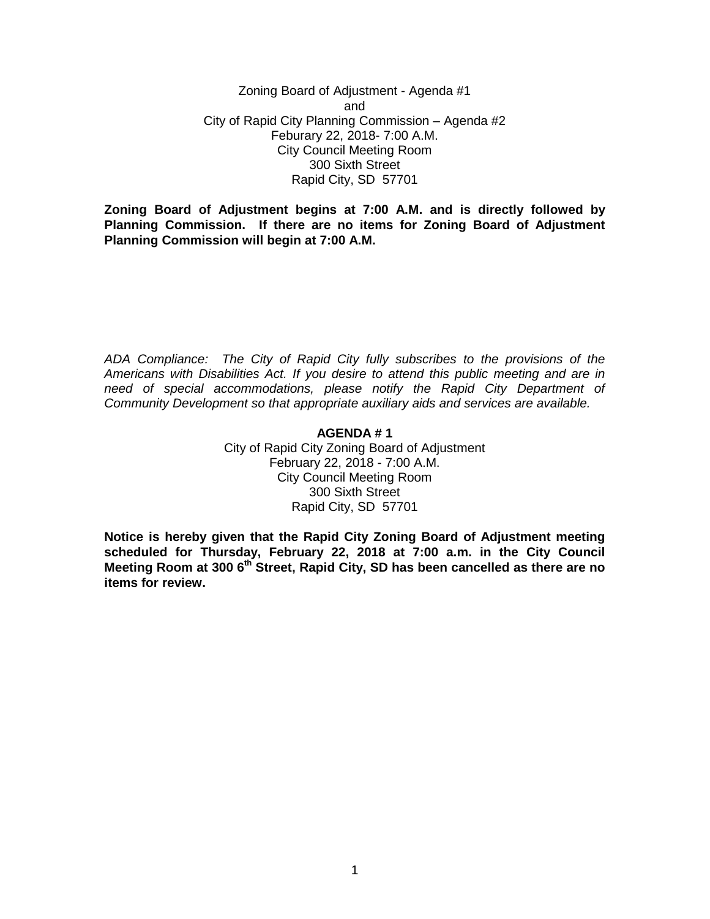Zoning Board of Adjustment - Agenda #1
and
City of Rapid City Planning Commission – Agenda #2
Feburary 22, 2018- 7:00 A.M.
City Council Meeting Room
300 Sixth Street
Rapid City, SD 57701

**Zoning Board of Adjustment begins at 7:00 A.M. and is directly followed by Planning Commission. If there are no items for Zoning Board of Adjustment Planning Commission will begin at 7:00 A.M.**

*ADA Compliance: The City of Rapid City fully subscribes to the provisions of the Americans with Disabilities Act. If you desire to attend this public meeting and are in need of special accommodations, please notify the Rapid City Department of Community Development so that appropriate auxiliary aids and services are available.*

**AGENDA # 1**

City of Rapid City Zoning Board of Adjustment
February 22, 2018 - 7:00 A.M.
City Council Meeting Room
300 Sixth Street
Rapid City, SD 57701

**Notice is hereby given that the Rapid City Zoning Board of Adjustment meeting scheduled for Thursday, February 22, 2018 at 7:00 a.m. in the City Council Meeting Room at 300 6th Street, Rapid City, SD has been cancelled as there are no items for review.**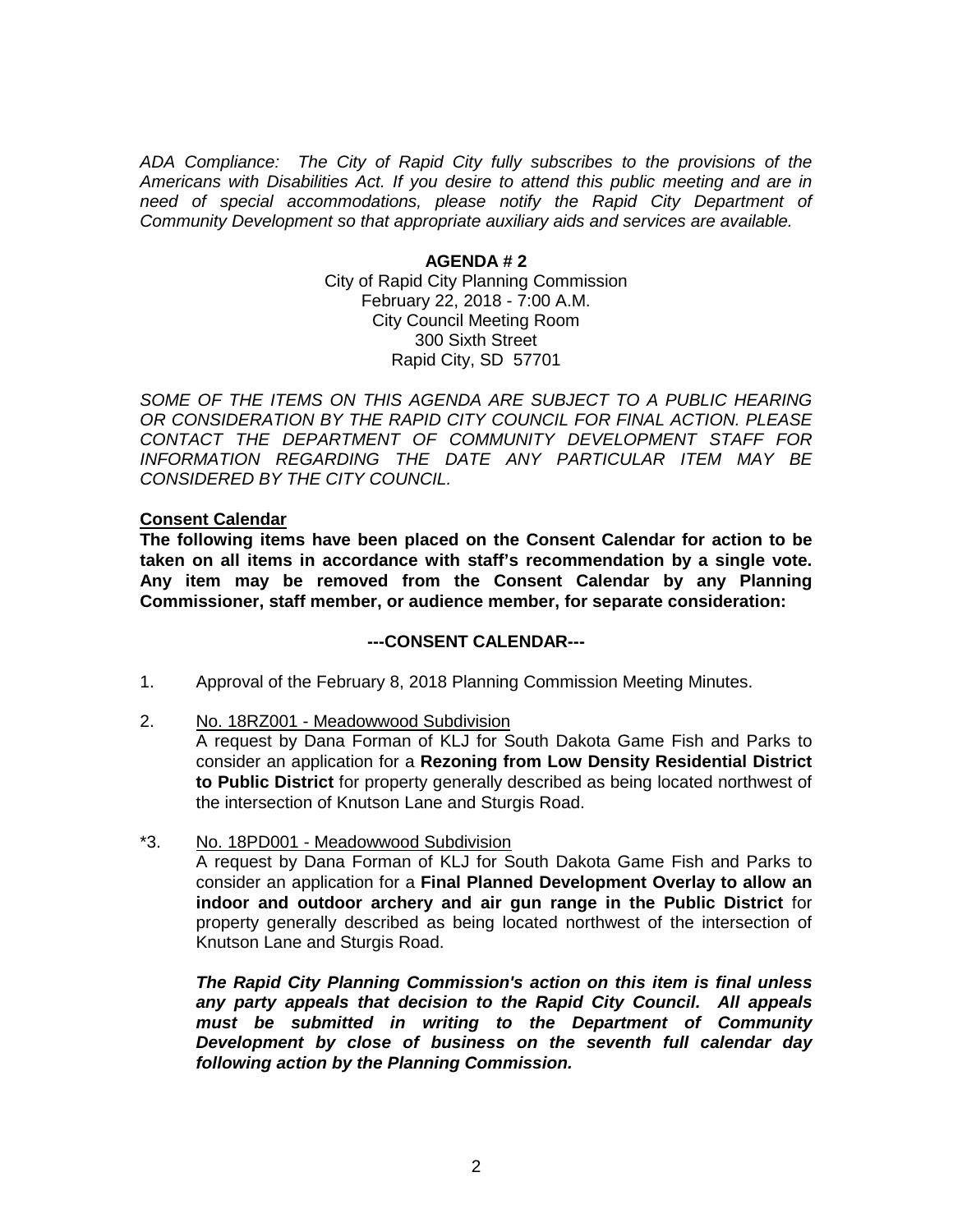*ADA Compliance: The City of Rapid City fully subscribes to the provisions of the Americans with Disabilities Act. If you desire to attend this public meeting and are in need of special accommodations, please notify the Rapid City Department of Community Development so that appropriate auxiliary aids and services are available.*

**AGENDA # 2**

City of Rapid City Planning Commission
February 22, 2018 - 7:00 A.M.
City Council Meeting Room
300 Sixth Street
Rapid City, SD 57701

*SOME OF THE ITEMS ON THIS AGENDA ARE SUBJECT TO A PUBLIC HEARING OR CONSIDERATION BY THE RAPID CITY COUNCIL FOR FINAL ACTION. PLEASE CONTACT THE DEPARTMENT OF COMMUNITY DEVELOPMENT STAFF FOR INFORMATION REGARDING THE DATE ANY PARTICULAR ITEM MAY BE CONSIDERED BY THE CITY COUNCIL.*

**Consent Calendar**

**The following items have been placed on the Consent Calendar for action to be taken on all items in accordance with staff's recommendation by a single vote. Any item may be removed from the Consent Calendar by any Planning Commissioner, staff member, or audience member, for separate consideration:**

**---CONSENT CALENDAR---**

1. Approval of the February 8, 2018 Planning Commission Meeting Minutes.

2. No. 18RZ001 - Meadowwood Subdivision
   A request by Dana Forman of KLJ for South Dakota Game Fish and Parks to consider an application for a **Rezoning from Low Density Residential District to Public District** for property generally described as being located northwest of the intersection of Knutson Lane and Sturgis Road.

*3. No. 18PD001 - Meadowwood Subdivision
   A request by Dana Forman of KLJ for South Dakota Game Fish and Parks to consider an application for a **Final Planned Development Overlay to allow an indoor and outdoor archery and air gun range in the Public District** for property generally described as being located northwest of the intersection of Knutson Lane and Sturgis Road.

   ***The Rapid City Planning Commission's action on this item is final unless any party appeals that decision to the Rapid City Council. All appeals must be submitted in writing to the Department of Community Development by close of business on the seventh full calendar day following action by the Planning Commission.***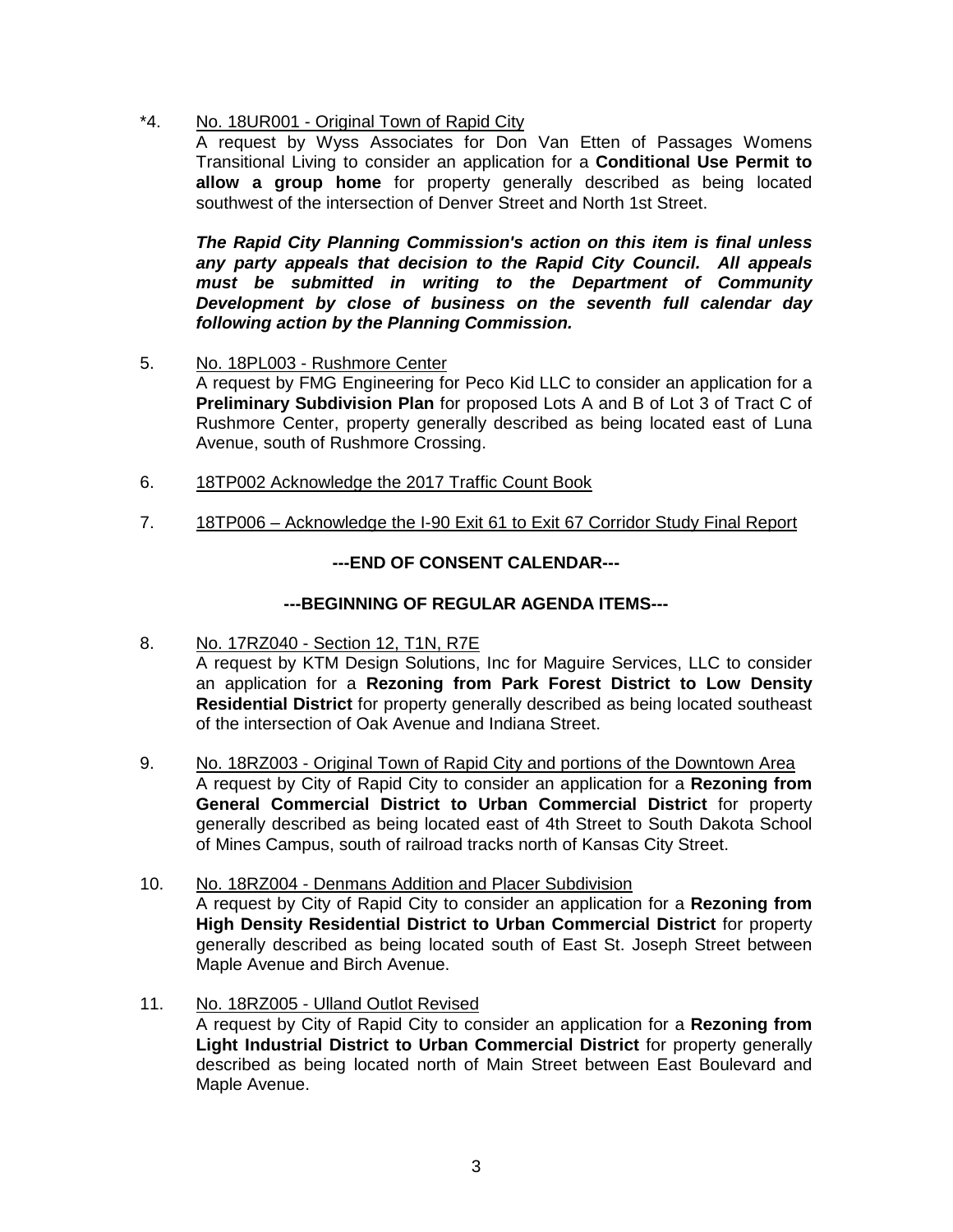\*4. <u>No. 18UR001 - Original Town of Rapid City</u>
A request by Wyss Associates for Don Van Etten of Passages Womens Transitional Living to consider an application for a **Conditional Use Permit to allow a group home** for property generally described as being located southwest of the intersection of Denver Street and North 1st Street.

***The Rapid City Planning Commission's action on this item is final unless any party appeals that decision to the Rapid City Council. All appeals must be submitted in writing to the Department of Community Development by close of business on the seventh full calendar day following action by the Planning Commission.***

5. <u>No. 18PL003 - Rushmore Center</u>
A request by FMG Engineering for Peco Kid LLC to consider an application for a **Preliminary Subdivision Plan** for proposed Lots A and B of Lot 3 of Tract C of Rushmore Center, property generally described as being located east of Luna Avenue, south of Rushmore Crossing.

6. <u>18TP002 Acknowledge the 2017 Traffic Count Book</u>

7. <u>18TP006 – Acknowledge the I-90 Exit 61 to Exit 67 Corridor Study Final Report</u>

**---END OF CONSENT CALENDAR---**

**---BEGINNING OF REGULAR AGENDA ITEMS---**

8. <u>No. 17RZ040 - Section 12, T1N, R7E</u>
A request by KTM Design Solutions, Inc for Maguire Services, LLC to consider an application for a **Rezoning from Park Forest District to Low Density Residential District** for property generally described as being located southeast of the intersection of Oak Avenue and Indiana Street.

9. <u>No. 18RZ003 - Original Town of Rapid City and portions of the Downtown Area</u>
A request by City of Rapid City to consider an application for a **Rezoning from General Commercial District to Urban Commercial District** for property generally described as being located east of 4th Street to South Dakota School of Mines Campus, south of railroad tracks north of Kansas City Street.

10. <u>No. 18RZ004 - Denmans Addition and Placer Subdivision</u>
A request by City of Rapid City to consider an application for a **Rezoning from High Density Residential District to Urban Commercial District** for property generally described as being located south of East St. Joseph Street between Maple Avenue and Birch Avenue.

11. <u>No. 18RZ005 - Ulland Outlot Revised</u>
A request by City of Rapid City to consider an application for a **Rezoning from Light Industrial District to Urban Commercial District** for property generally described as being located north of Main Street between East Boulevard and Maple Avenue.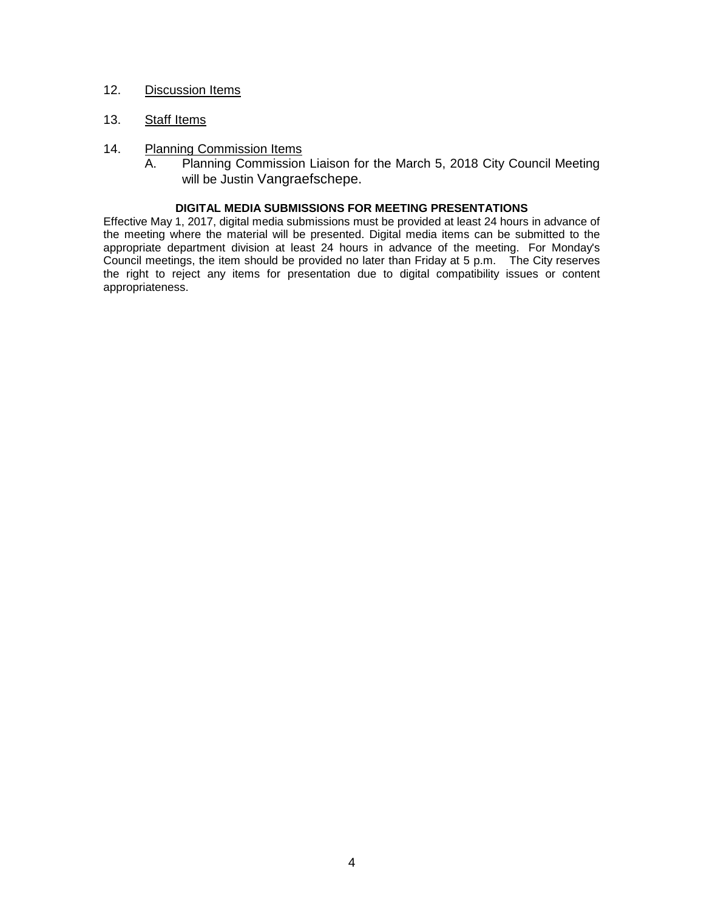12. Discussion Items

13. Staff Items

14. Planning Commission Items
    A. Planning Commission Liaison for the March 5, 2018 City Council Meeting will be Justin Vangraefschepe.

**DIGITAL MEDIA SUBMISSIONS FOR MEETING PRESENTATIONS**

Effective May 1, 2017, digital media submissions must be provided at least 24 hours in advance of the meeting where the material will be presented. Digital media items can be submitted to the appropriate department division at least 24 hours in advance of the meeting. For Monday's Council meetings, the item should be provided no later than Friday at 5 p.m. The City reserves the right to reject any items for presentation due to digital compatibility issues or content appropriateness.